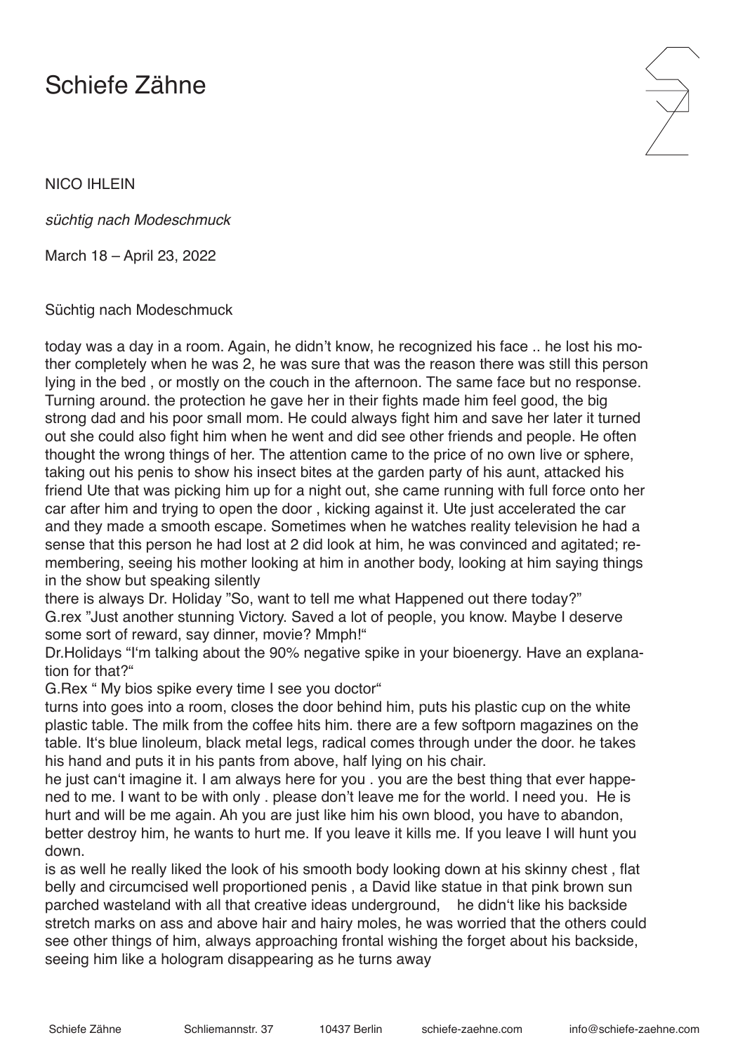# Schiefe Zähne

NICO IHLEIN

*süchtig nach Modeschmuck*

March 18 – April 23, 2022

Süchtig nach Modeschmuck

today was a day in a room. Again, he didn't know, he recognized his face .. he lost his mother completely when he was 2, he was sure that was the reason there was still this person lying in the bed , or mostly on the couch in the afternoon. The same face but no response. Turning around. the protection he gave her in their fights made him feel good, the big strong dad and his poor small mom. He could always fight him and save her later it turned out she could also fight him when he went and did see other friends and people. He often thought the wrong things of her. The attention came to the price of no own live or sphere, taking out his penis to show his insect bites at the garden party of his aunt, attacked his friend Ute that was picking him up for a night out, she came running with full force onto her car after him and trying to open the door , kicking against it. Ute just accelerated the car and they made a smooth escape. Sometimes when he watches reality television he had a sense that this person he had lost at 2 did look at him, he was convinced and agitated; remembering, seeing his mother looking at him in another body, looking at him saying things in the show but speaking silently

there is always Dr. Holiday "So, want to tell me what Happened out there today?"
G.rex "Just another stunning Victory. Saved a lot of people, you know. Maybe I deserve some sort of reward, say dinner, movie? Mmph!"
Dr.Holidays "I'm talking about the 90% negative spike in your bioenergy. Have an explanation for that?"
G.Rex " My bios spike every time I see you doctor"

turns into goes into a room, closes the door behind him, puts his plastic cup on the white plastic table. The milk from the coffee hits him. there are a few softporn magazines on the table. It's blue linoleum, black metal legs, radical comes through under the door. he takes his hand and puts it in his pants from above, half lying on his chair.

he just can't imagine it. I am always here for you . you are the best thing that ever happened to me. I want to be with only . please don't leave me for the world. I need you. He is hurt and will be me again. Ah you are just like him his own blood, you have to abandon, better destroy him, he wants to hurt me. If you leave it kills me. If you leave I will hunt you down.

is as well he really liked the look of his smooth body looking down at his skinny chest , flat belly and circumcised well proportioned penis , a David like statue in that pink brown sun parched wasteland with all that creative ideas underground, he didn't like his backside stretch marks on ass and above hair and hairy moles, he was worried that the others could see other things of him, always approaching frontal wishing the forget about his backside, seeing him like a hologram disappearing as he turns away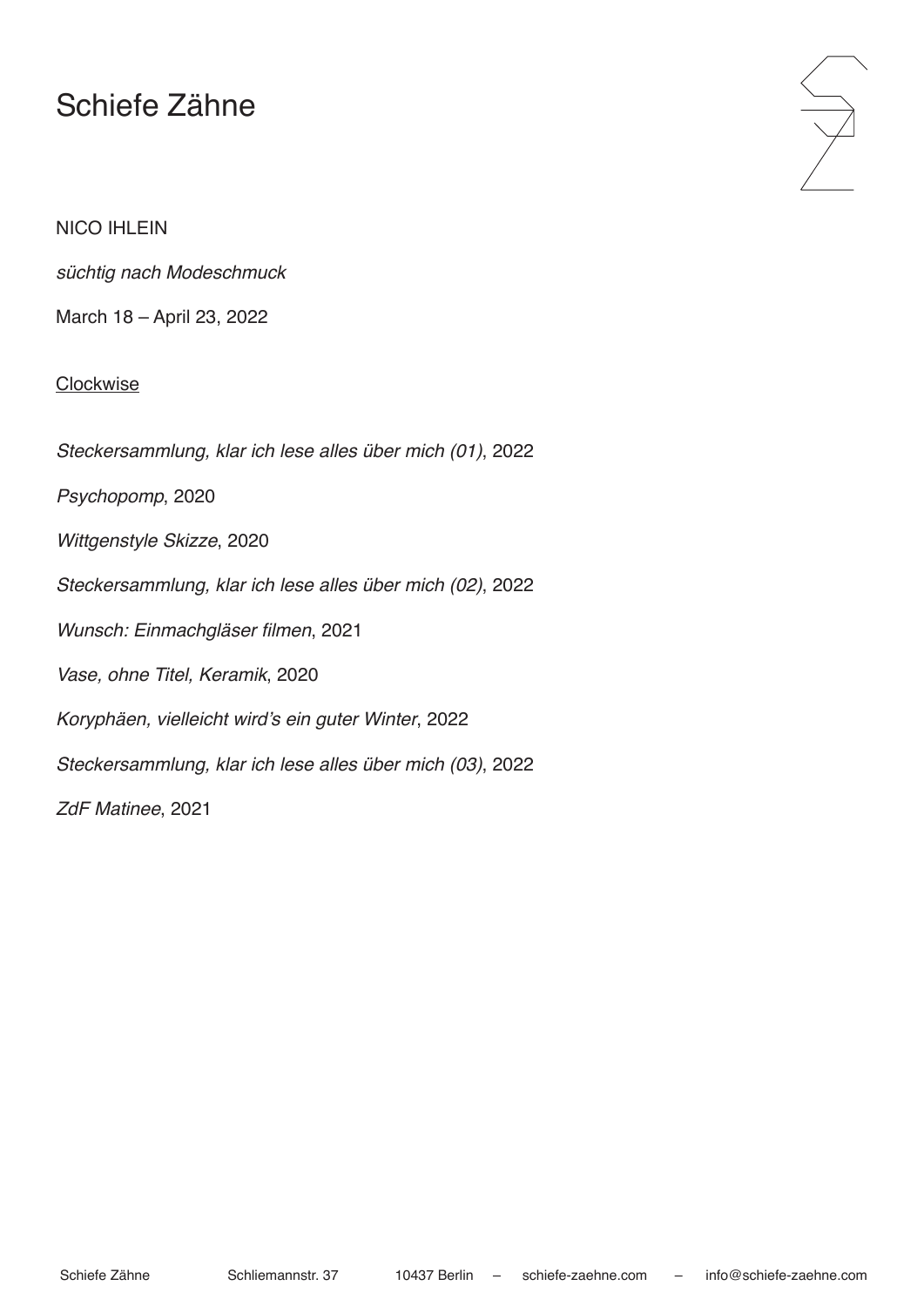# Schiefe Zähne

NICO IHLEIN

*süchtig nach Modeschmuck*

March 18 – April 23, 2022

Clockwise

*Steckersammlung, klar ich lese alles über mich (01)*, 2022

*Psychopomp*, 2020

*Wittgenstyle Skizze*, 2020

*Steckersammlung, klar ich lese alles über mich (02)*, 2022

*Wunsch: Einmachgläser filmen*, 2021

*Vase, ohne Titel, Keramik*, 2020

*Koryphäen, vielleicht wird's ein guter Winter*, 2022

*Steckersammlung, klar ich lese alles über mich (03)*, 2022

*ZdF Matinee*, 2021